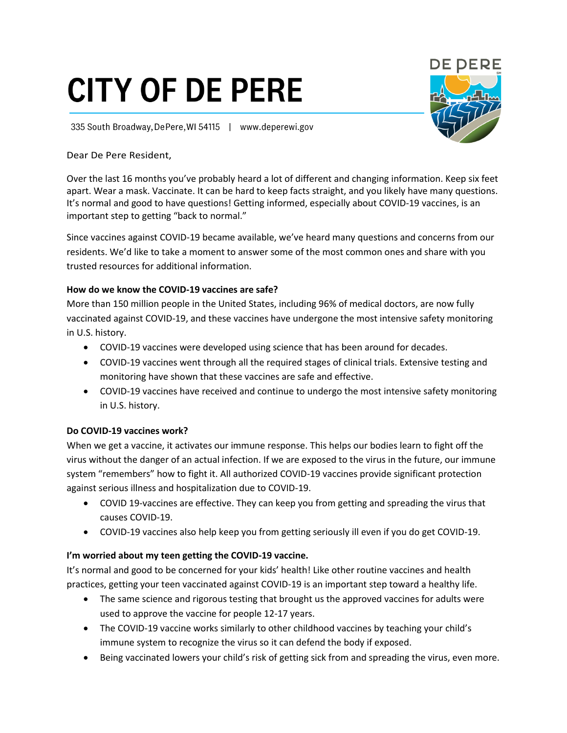# CITY OF DE PERE

335 South Broadway, De Pere, WI 54115 | www.deperewi.gov

Dear De Pere Resident,

Over the last 16 months you've probably heard a lot of different and changing information. Keep six feet apart. Wear a mask. Vaccinate. It can be hard to keep facts straight, and you likely have many questions. It's normal and good to have questions! Getting informed, especially about COVID-19 vaccines, is an important step to getting "back to normal."

Since vaccines against COVID-19 became available, we've heard many questions and concerns from our residents. We'd like to take a moment to answer some of the most common ones and share with you trusted resources for additional information.

**How do we know the COVID-19 vaccines are safe?**

More than 150 million people in the United States, including 96% of medical doctors, are now fully vaccinated against COVID-19, and these vaccines have undergone the most intensive safety monitoring in U.S. history.

- COVID-19 vaccines were developed using science that has been around for decades.
- COVID-19 vaccines went through all the required stages of clinical trials. Extensive testing and monitoring have shown that these vaccines are safe and effective.
- COVID-19 vaccines have received and continue to undergo the most intensive safety monitoring in U.S. history.

**Do COVID-19 vaccines work?**

When we get a vaccine, it activates our immune response. This helps our bodies learn to fight off the virus without the danger of an actual infection. If we are exposed to the virus in the future, our immune system "remembers" how to fight it. All authorized COVID-19 vaccines provide significant protection against serious illness and hospitalization due to COVID-19.

- COVID 19-vaccines are effective. They can keep you from getting and spreading the virus that causes COVID-19.
- COVID-19 vaccines also help keep you from getting seriously ill even if you do get COVID-19.

**I'm worried about my teen getting the COVID-19 vaccine.**

It's normal and good to be concerned for your kids' health! Like other routine vaccines and health practices, getting your teen vaccinated against COVID-19 is an important step toward a healthy life.

- The same science and rigorous testing that brought us the approved vaccines for adults were used to approve the vaccine for people 12-17 years.
- The COVID-19 vaccine works similarly to other childhood vaccines by teaching your child's immune system to recognize the virus so it can defend the body if exposed.
- Being vaccinated lowers your child's risk of getting sick from and spreading the virus, even more.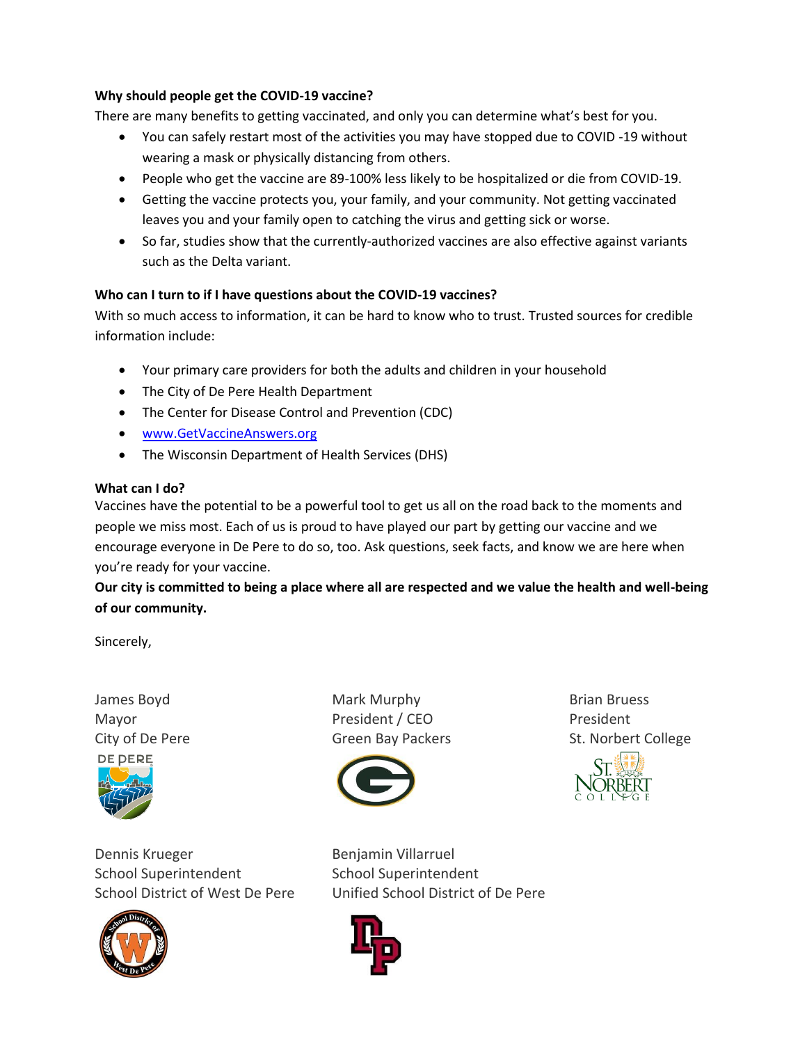**Why should people get the COVID-19 vaccine?**

There are many benefits to getting vaccinated, and only you can determine what's best for you.

- You can safely restart most of the activities you may have stopped due to COVID -19 without wearing a mask or physically distancing from others.
- People who get the vaccine are 89-100% less likely to be hospitalized or die from COVID-19.
- Getting the vaccine protects you, your family, and your community. Not getting vaccinated leaves you and your family open to catching the virus and getting sick or worse.
- So far, studies show that the currently-authorized vaccines are also effective against variants such as the Delta variant.

**Who can I turn to if I have questions about the COVID-19 vaccines?**

With so much access to information, it can be hard to know who to trust. Trusted sources for credible information include:

- Your primary care providers for both the adults and children in your household
- The City of De Pere Health Department
- The Center for Disease Control and Prevention (CDC)
- [www.GetVaccineAnswers.org](http://www.GetVaccineAnswers.org)
- The Wisconsin Department of Health Services (DHS)

**What can I do?**

Vaccines have the potential to be a powerful tool to get us all on the road back to the moments and people we miss most. Each of us is proud to have played our part by getting our vaccine and we encourage everyone in De Pere to do so, too. Ask questions, seek facts, and know we are here when you're ready for your vaccine.

**Our city is committed to being a place where all are respected and we value the health and well-being of our community.**

Sincerely,

James Boyd
Mayor
City of De Pere

Mark Murphy
President / CEO
Green Bay Packers

Brian Bruess
President
St. Norbert College

Dennis Krueger
School Superintendent
School District of West De Pere

Benjamin Villarruel
School Superintendent
Unified School District of De Pere